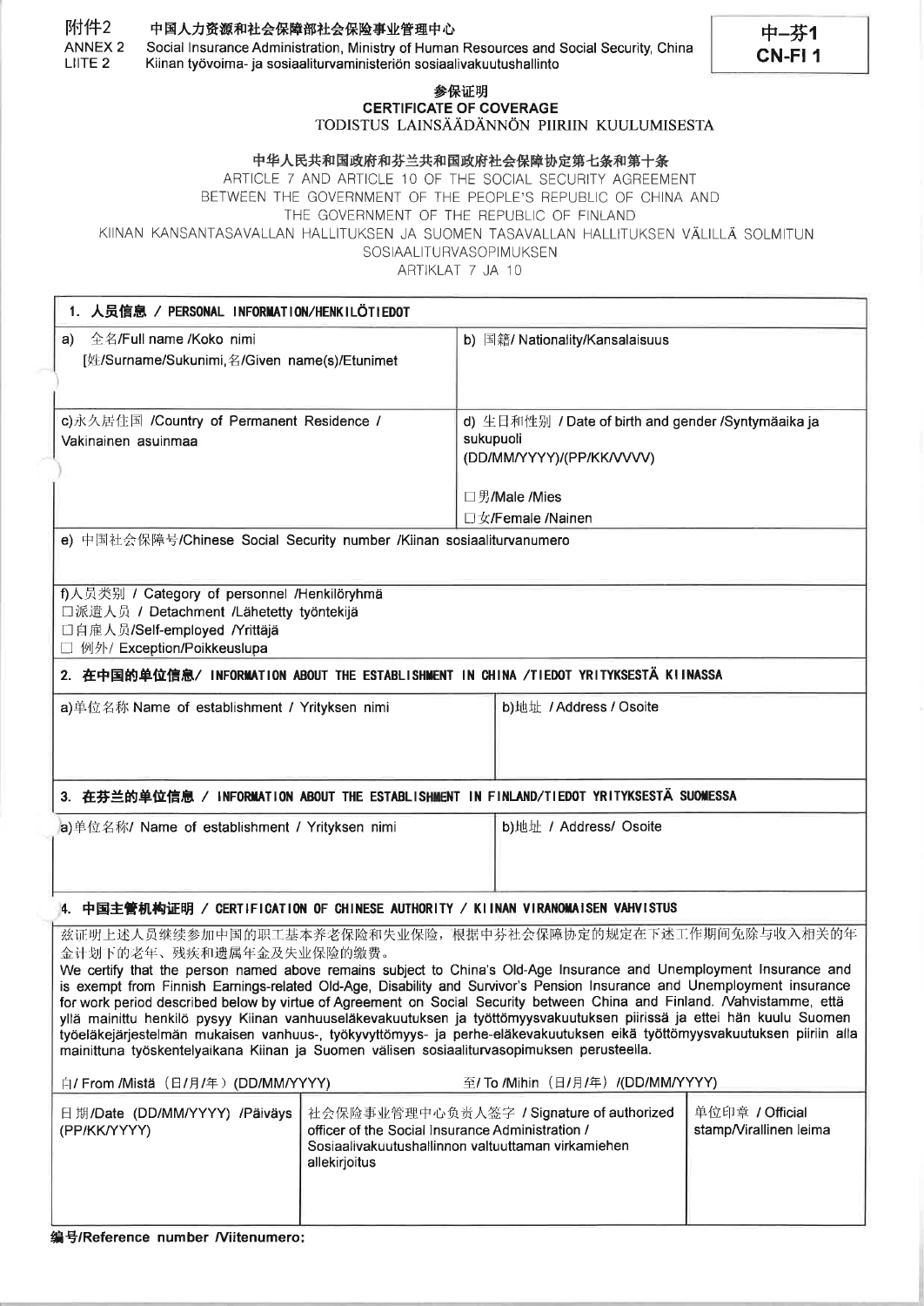附件2　中国人力资源和社会保障部社会保险事业管理中心
ANNEX 2　Social Insurance Administration, Ministry of Human Resources and Social Security, China
LIITE 2　Kiinan työvoima- ja sosiaaliturvaministeriön sosiaalivakuutushallinto

**中–芬1**
**CN-FI 1**

# 参保证明
# CERTIFICATE OF COVERAGE
# TODISTUS LAINSÄÄDÄNNÖN PIIRIIN KUULUMISESTA

**中华人民共和国政府和芬兰共和国政府社会保障协定第七条和第十条**

ARTICLE 7 AND ARTICLE 10 OF THE SOCIAL SECURITY AGREEMENT BETWEEN THE GOVERNMENT OF THE PEOPLE'S REPUBLIC OF CHINA AND THE GOVERNMENT OF THE REPUBLIC OF FINLAND

KIINAN KANSANTASAVALLAN HALLITUKSEN JA SUOMEN TASAVALLAN HALLITUKSEN VÄLILLÄ SOLMITUN SOSIAALITURVASOPIMUKSEN ARTIKLAT 7 JA 10

## 1. 人员信息 / PERSONAL INFORMATION/HENKILÖTIEDOT

| | |
|---|---|
| a) 全名/Full name /Koko nimi [姓/Surname/Sukunimi, 名/Given name(s)/Etunimet | b) 国籍/ Nationality/Kansalaisuus |
| c)永久居住国 /Country of Permanent Residence / Vakinainen asuinmaa | d) 生日和性别 / Date of birth and gender /Syntymäaika ja sukupuoli (DD/MM/YYYY)/(PP/KK/VVVV)<br><br>□男/Male /Mies<br>□女/Female /Nainen |

e) 中国社会保障号/Chinese Social Security number /Kiinan sosiaaliturvanumero

f)人员类别 / Category of personnel /Henkilöryhmä
□派遣人员 / Detachment /Lähetetty työntekijä
□自雇人员/Self-employed /Yrittäjä
□ 例外/ Exception/Poikkeuslupa

## 2. 在中国的单位信息/ INFORMATION ABOUT THE ESTABLISHMENT IN CHINA /TIEDOT YRITYKSESTÄ KIINASSA

| a)单位名称 Name of establishment / Yrityksen nimi | b)地址 / Address / Osoite |
|---|---|
| | |

## 3. 在芬兰的单位信息 / INFORMATION ABOUT THE ESTABLISHMENT IN FINLAND/TIEDOT YRITYKSESTÄ SUOMESSA

| a)单位名称/ Name of establishment / Yrityksen nimi | b)地址 / Address/ Osoite |
|---|---|
| | |

## 4. 中国主管机构证明 / CERTIFICATION OF CHINESE AUTHORITY / KIINAN VIRANOMAISEN VAHVISTUS

兹证明上述人员继续参加中国的职工基本养老保险和失业保险，根据中芬社会保障协定的规定在下述工作期间免除与收入相关的年金计划下的老年、残疾和遗属年金及失业保险的缴费。

We certify that the person named above remains subject to China's Old-Age Insurance and Unemployment Insurance and is exempt from Finnish Earnings-related Old-Age, Disability and Survivor's Pension Insurance and Unemployment insurance for work period described below by virtue of Agreement on Social Security between China and Finland. /Vahvistamme, että yllä mainittu henkilö pysyy Kiinan vanhuuseläkevakuutuksen ja työttömyysvakuutuksen piirissä ja ettei hän kuulu Suomen työeläkejärjestelmän mukaisen vanhuus-, työkyvyttömyys- ja perhe-eläkevakuutuksen eikä työttömyysvakuutuksen piiriin alla mainittuna työskentelyaikana Kiinan ja Suomen välisen sosiaaliturvasopimuksen perusteella.

自/ From /Mistä（日/月/年）(DD/MM/YYYY)　　　至/ To /Mihin（日/月/年）/(DD/MM/YYYY)

| 日期/Date (DD/MM/YYYY) /Päiväys (PP/KK/YYYY) | 社会保险事业管理中心负责人签字 / Signature of authorized officer of the Social Insurance Administration / Sosiaalivakuutushallinnon valtuuttaman virkamiehen allekirjoitus | 单位印章 / Official stamp/Virallinen leima |
|---|---|---|
| | | |

**编号/Reference number /Viitenumero:**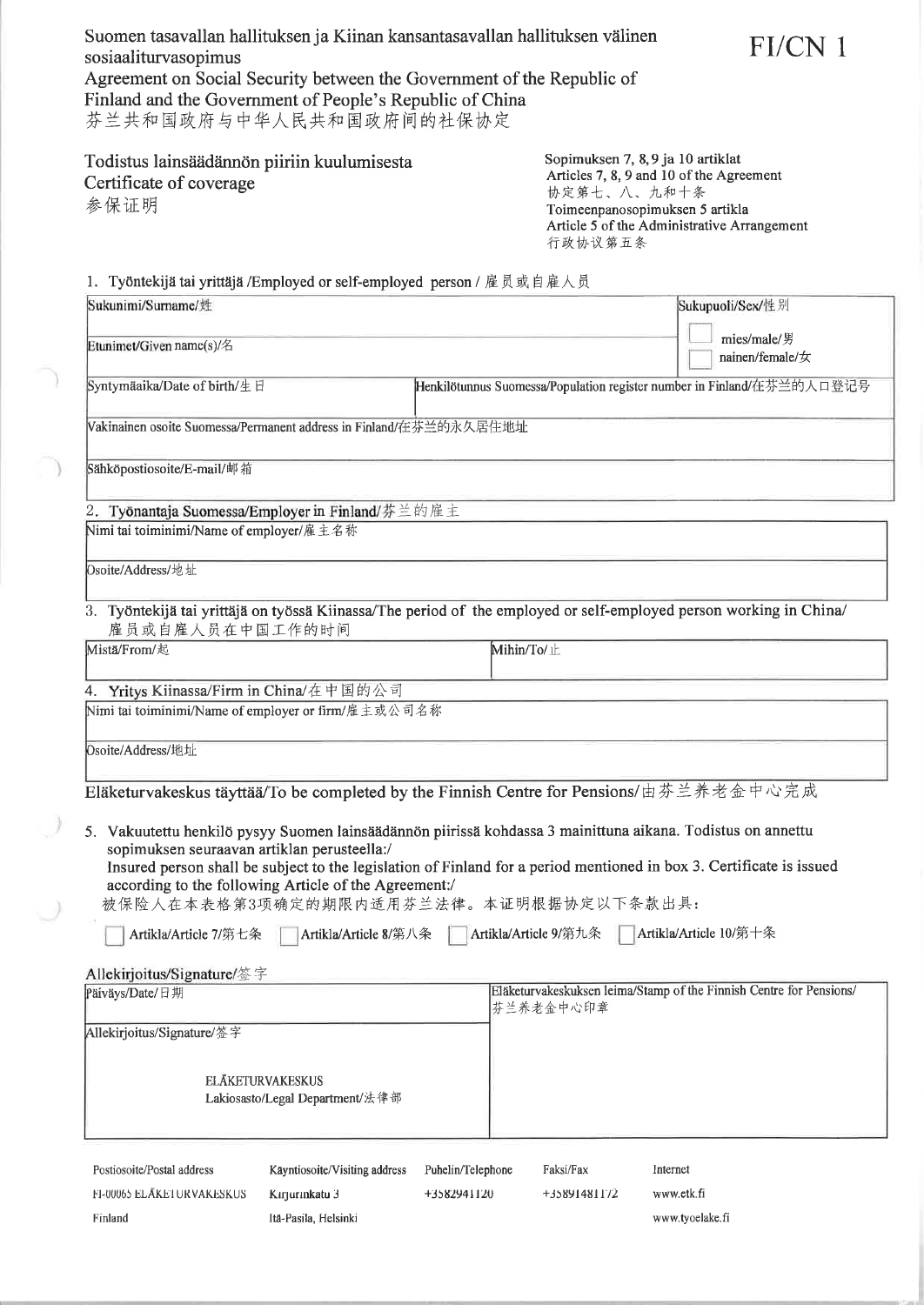Suomen tasavallan hallituksen ja Kiinan kansantasavallan hallituksen välinen sosiaaliturvasopimus
Agreement on Social Security between the Government of the Republic of Finland and the Government of People's Republic of China
芬兰共和国政府与中华人民共和国政府间的社保协定

# FI/CN 1

## Todistus lainsäädännön piiriin kuulumisesta
## Certificate of coverage
## 参保证明

Sopimuksen 7, 8, 9 ja 10 artiklat
Articles 7, 8, 9 and 10 of the Agreement
协定第七、八、九和十条
Toimeenpanosopimuksen 5 artikla
Article 5 of the Administrative Arrangement
行政协议第五条

### 1. Työntekijä tai yrittäjä /Employed or self-employed person / 雇员或自雇人员

| | |
|---|---|
| Sukunimi/Surname/姓 | Sukupuoli/Sex/性别 |
| Etunimet/Given name(s)/名 | ☐ mies/male/男<br>☐ nainen/female/女 |
| Syntymäaika/Date of birth/生日 | Henkilötunnus Suomessa/Population register number in Finland/在芬兰的人口登记号 |
| Vakinainen osoite Suomessa/Permanent address in Finland/在芬兰的永久居住地址 | |
| Sähköpostiosoite/E-mail/邮箱 | |

### 2. Työnantaja Suomessa/Employer in Finland/芬兰的雇主

| |
|---|
| Nimi tai toiminimi/Name of employer/雇主名称 |
| Osoite/Address/地址 |

### 3. Työntekijä tai yrittäjä on työssä Kiinassa/The period of the employed or self-employed person working in China/ 雇员或自雇人员在中国工作的时间

| | |
|---|---|
| Mistä/From/起 | Mihin/To/止 |

### 4. Yritys Kiinassa/Firm in China/在中国的公司

| |
|---|
| Nimi tai toiminimi/Name of employer or firm/雇主或公司名称 |
| Osoite/Address/地址 |

## Eläketurvakeskus täyttää/To be completed by the Finnish Centre for Pensions/由芬兰养老金中心完成

5. Vakuutettu henkilö pysyy Suomen lainsäädännön piirissä kohdassa 3 mainittuna aikana. Todistus on annettu sopimuksen seuraavan artiklan perusteella:/
Insured person shall be subject to the legislation of Finland for a period mentioned in box 3. Certificate is issued according to the following Article of the Agreement:/
被保险人在本表格第3项确定的期限内适用芬兰法律。本证明根据协定以下条款出具：

☐ Artikla/Article 7/第七条 ☐ Artikla/Article 8/第八条 ☐ Artikla/Article 9/第九条 ☐ Artikla/Article 10/第十条

### Allekirjoitus/Signature/签字

| | |
|---|---|
| Päiväys/Date/日期 | Eläketurvakeskuksen leima/Stamp of the Finnish Centre for Pensions/ 芬兰养老金中心印章 |
| Allekirjoitus/Signature/签字<br><br>ELÄKETURVAKESKUS<br>Lakiosasto/Legal Department/法律部 | |

| Postiosoite/Postal address | Käyntiosoite/Visiting address | Puhelin/Telephone | Faksi/Fax | Internet |
|---|---|---|---|---|
| FI-00065 ELÄKETURVAKESKUS | Kirjurinkatu 3 | +358294 1120 | +358914 81172 | www.etk.fi |
| Finland | Itä-Pasila, Helsinki | | | www.tyoelake.fi |